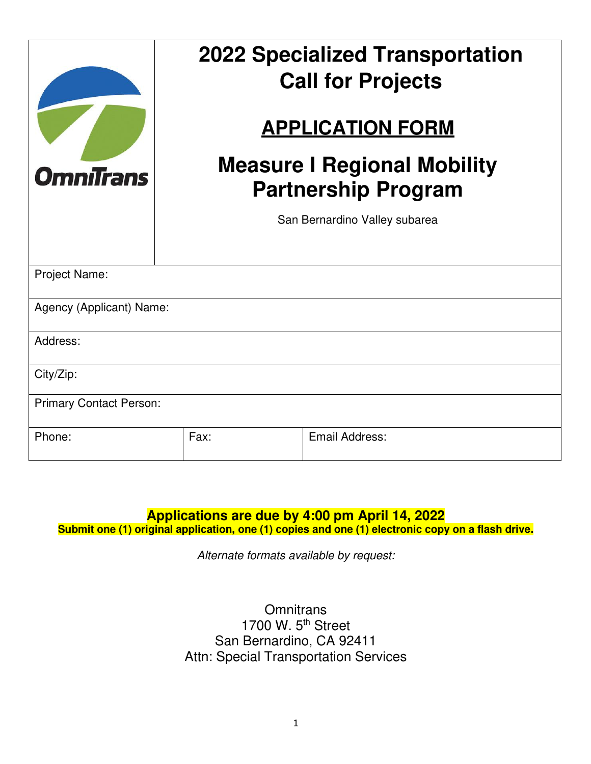OmniTrans

# 2022 Specialized Transportation Call for Projects

## APPLICATION FORM

## Measure I Regional Mobility Partnership Program

San Bernardino Valley subarea

| Project Name: | | |
|---|---|---|
| Agency (Applicant) Name: | | |
| Address: | | |
| City/Zip: | | |
| Primary Contact Person: | | |
| Phone: | Fax: | Email Address: |

**Applications are due by 4:00 pm April 14, 2022**

**Submit one (1) original application, one (1) copies and one (1) electronic copy on a flash drive.**

*Alternate formats available by request:*

Omnitrans
1700 W. 5th Street
San Bernardino, CA 92411
Attn: Special Transportation Services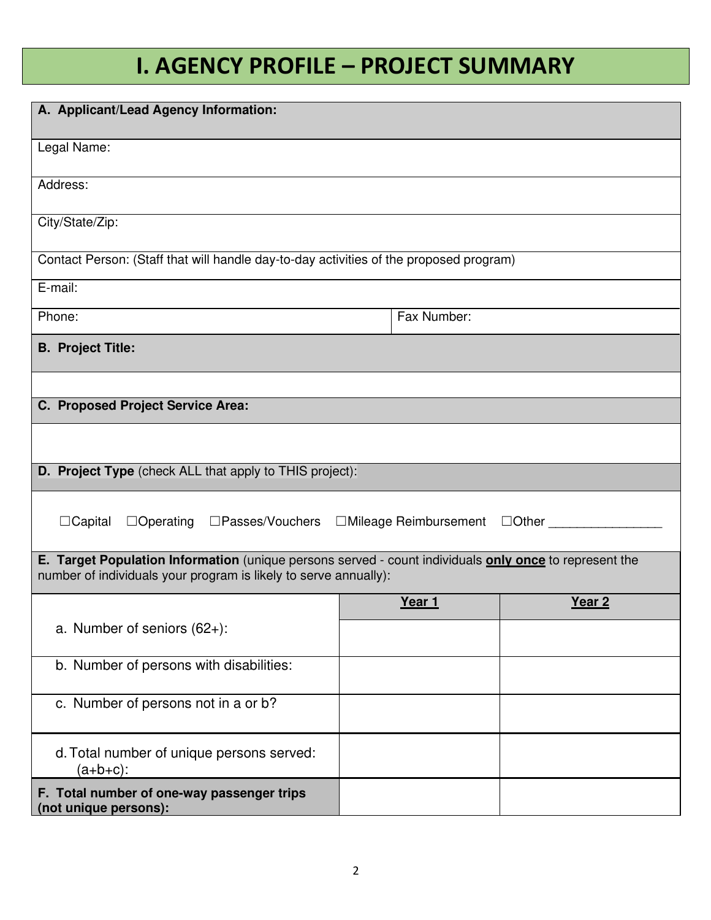# I. AGENCY PROFILE – PROJECT SUMMARY

| **A. Applicant/Lead Agency Information:** | |
|---|---|
| Legal Name: | |
| Address: | |
| City/State/Zip: | |
| Contact Person: (Staff that will handle day-to-day activities of the proposed program) | |
| E-mail: | |
| Phone: | Fax Number: |

**B. Project Title:**

**C. Proposed Project Service Area:**

**D. Project Type** (check ALL that apply to THIS project):

☐Capital ☐Operating ☐Passes/Vouchers ☐Mileage Reimbursement ☐Other _______________

**E. Target Population Information** (unique persons served - count individuals **only once** to represent the number of individuals your program is likely to serve annually):

| | **Year 1** | **Year 2** |
|---|---|---|
| a. Number of seniors (62+): | | |
| b. Number of persons with disabilities: | | |
| c. Number of persons not in a or b? | | |
| d. Total number of unique persons served: (a+b+c): | | |
| **F. Total number of one-way passenger trips (not unique persons):** | | |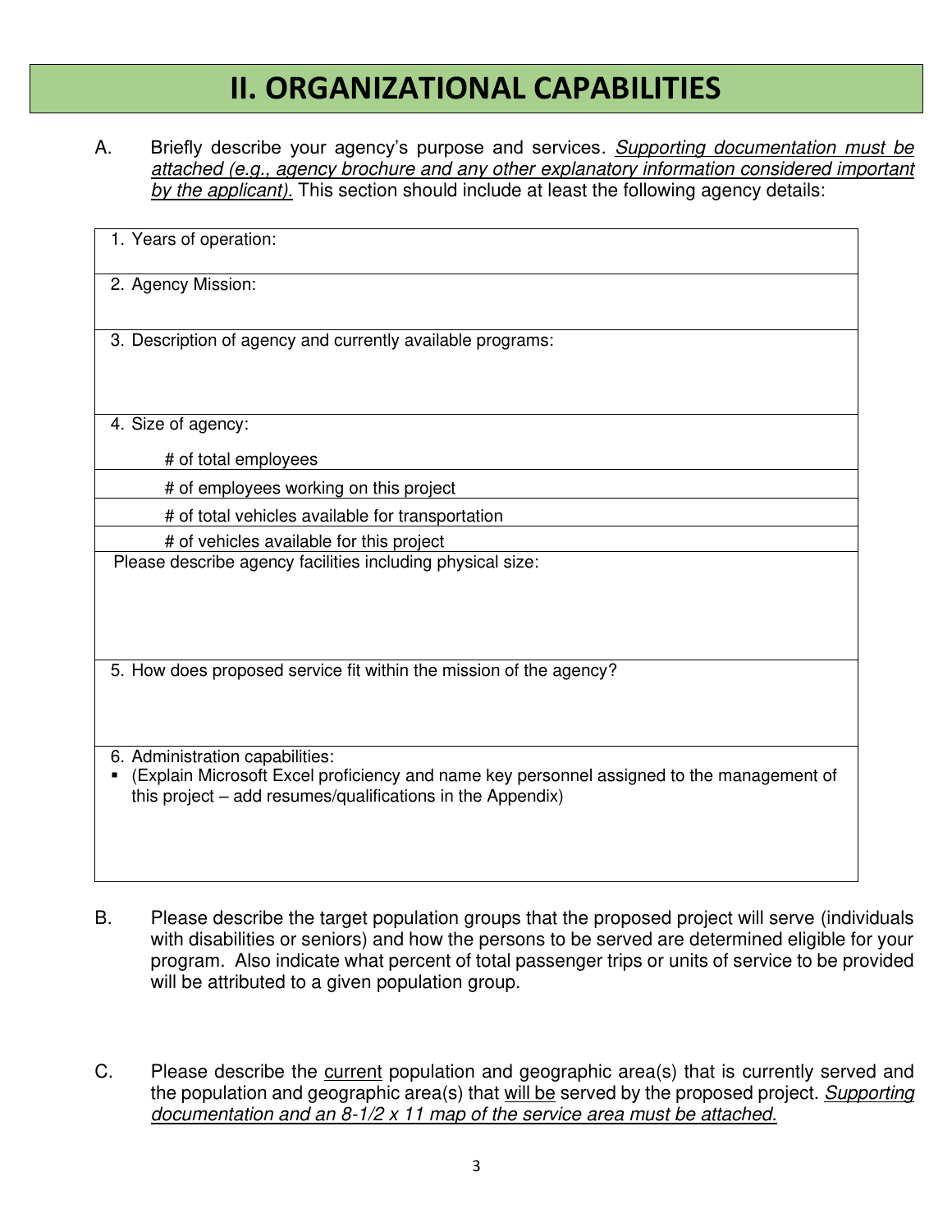# II. ORGANIZATIONAL CAPABILITIES

A. Briefly describe your agency's purpose and services. *__Supporting documentation must be attached (e.g., agency brochure and any other explanatory information considered important by the applicant).__* This section should include at least the following agency details:

| |
|---|
| 1. Years of operation: |
| 2. Agency Mission: |
| 3. Description of agency and currently available programs: |
| 4. Size of agency:<br><br>\# of total employees |
| \# of employees working on this project |
| \# of total vehicles available for transportation |
| \# of vehicles available for this project |
| Please describe agency facilities including physical size: |
| 5. How does proposed service fit within the mission of the agency? |
| 6. Administration capabilities:<br>▪ (Explain Microsoft Excel proficiency and name key personnel assigned to the management of this project – add resumes/qualifications in the Appendix) |

B. Please describe the target population groups that the proposed project will serve (individuals with disabilities or seniors) and how the persons to be served are determined eligible for your program. Also indicate what percent of total passenger trips or units of service to be provided will be attributed to a given population group.

C. Please describe the <u>current</u> population and geographic area(s) that is currently served and the population and geographic area(s) that <u>will be</u> served by the proposed project. *__Supporting documentation and an 8-1/2 x 11 map of the service area must be attached.__*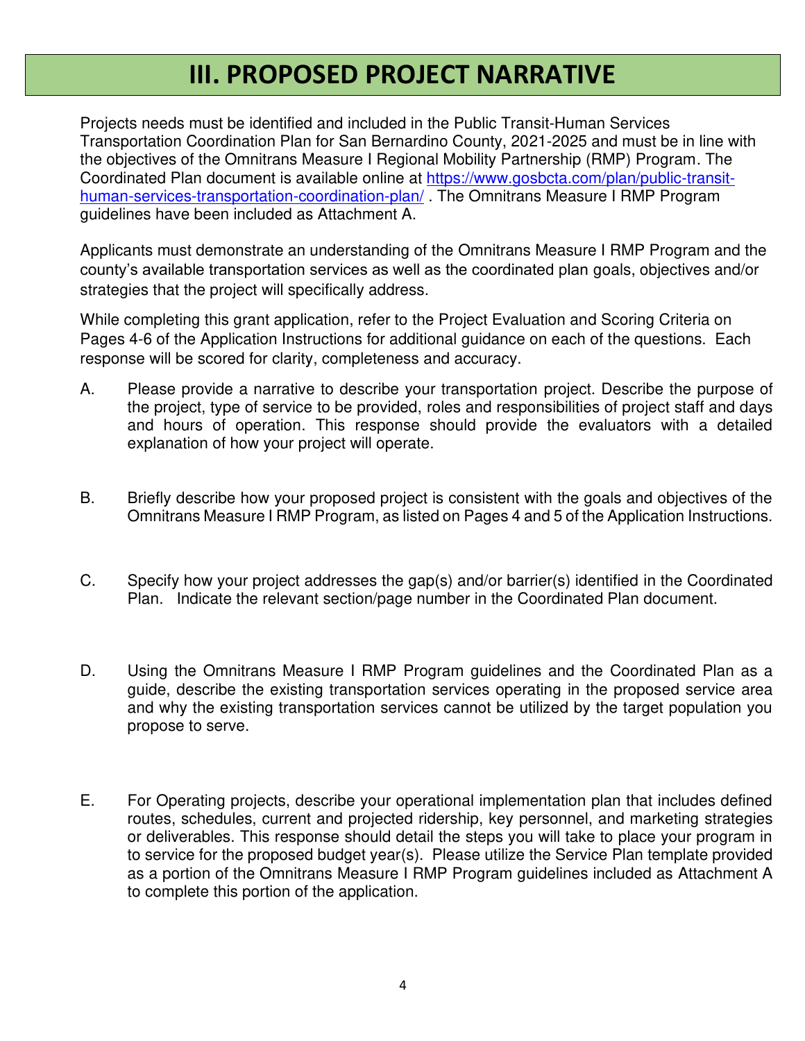# III. PROPOSED PROJECT NARRATIVE

Projects needs must be identified and included in the Public Transit-Human Services Transportation Coordination Plan for San Bernardino County, 2021-2025 and must be in line with the objectives of the Omnitrans Measure I Regional Mobility Partnership (RMP) Program. The Coordinated Plan document is available online at [https://www.gosbcta.com/plan/public-transit-human-services-transportation-coordination-plan/](https://www.gosbcta.com/plan/public-transit-human-services-transportation-coordination-plan/) . The Omnitrans Measure I RMP Program guidelines have been included as Attachment A.

Applicants must demonstrate an understanding of the Omnitrans Measure I RMP Program and the county's available transportation services as well as the coordinated plan goals, objectives and/or strategies that the project will specifically address.

While completing this grant application, refer to the Project Evaluation and Scoring Criteria on Pages 4-6 of the Application Instructions for additional guidance on each of the questions. Each response will be scored for clarity, completeness and accuracy.

A. Please provide a narrative to describe your transportation project. Describe the purpose of the project, type of service to be provided, roles and responsibilities of project staff and days and hours of operation. This response should provide the evaluators with a detailed explanation of how your project will operate.

B. Briefly describe how your proposed project is consistent with the goals and objectives of the Omnitrans Measure I RMP Program, as listed on Pages 4 and 5 of the Application Instructions.

C. Specify how your project addresses the gap(s) and/or barrier(s) identified in the Coordinated Plan. Indicate the relevant section/page number in the Coordinated Plan document.

D. Using the Omnitrans Measure I RMP Program guidelines and the Coordinated Plan as a guide, describe the existing transportation services operating in the proposed service area and why the existing transportation services cannot be utilized by the target population you propose to serve.

E. For Operating projects, describe your operational implementation plan that includes defined routes, schedules, current and projected ridership, key personnel, and marketing strategies or deliverables. This response should detail the steps you will take to place your program in to service for the proposed budget year(s). Please utilize the Service Plan template provided as a portion of the Omnitrans Measure I RMP Program guidelines included as Attachment A to complete this portion of the application.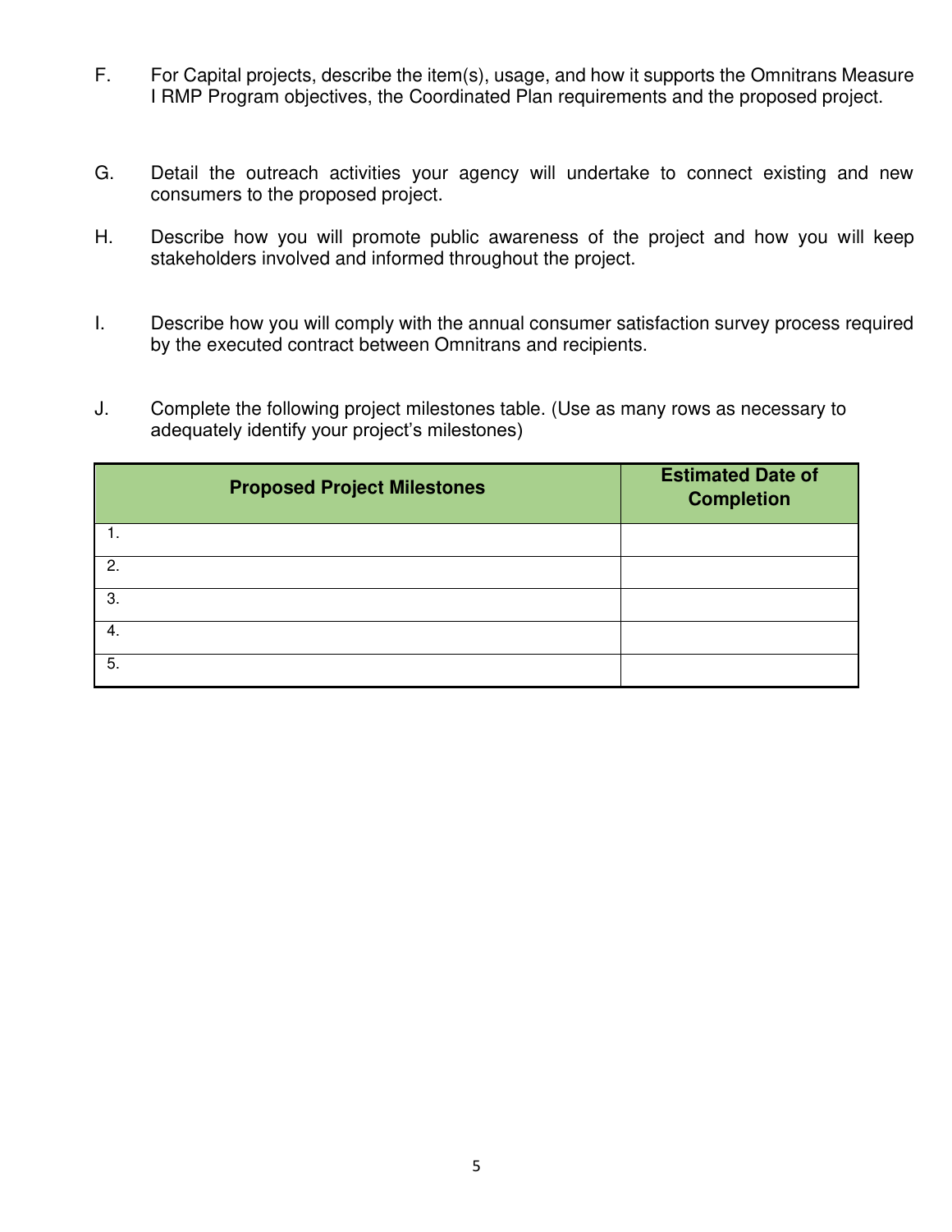F. For Capital projects, describe the item(s), usage, and how it supports the Omnitrans Measure I RMP Program objectives, the Coordinated Plan requirements and the proposed project.

G. Detail the outreach activities your agency will undertake to connect existing and new consumers to the proposed project.

H. Describe how you will promote public awareness of the project and how you will keep stakeholders involved and informed throughout the project.

I. Describe how you will comply with the annual consumer satisfaction survey process required by the executed contract between Omnitrans and recipients.

J. Complete the following project milestones table. (Use as many rows as necessary to adequately identify your project's milestones)

| Proposed Project Milestones | Estimated Date of Completion |
|---|---|
| 1. | |
| 2. | |
| 3. | |
| 4. | |
| 5. | |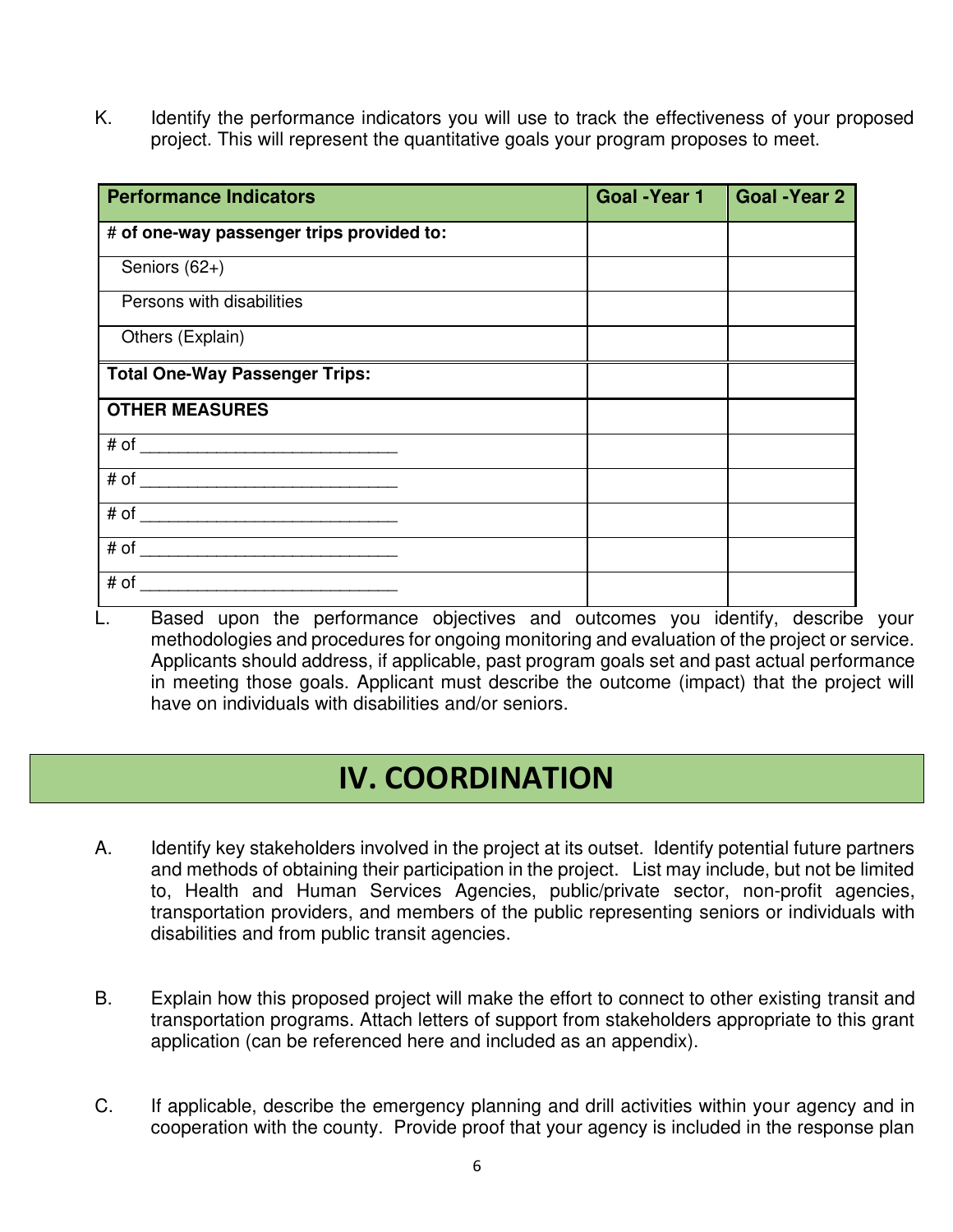K. Identify the performance indicators you will use to track the effectiveness of your proposed project. This will represent the quantitative goals your program proposes to meet.

| Performance Indicators | Goal -Year 1 | Goal -Year 2 |
|---|---|---|
| **# of one-way passenger trips provided to:** | | |
| Seniors (62+) | | |
| Persons with disabilities | | |
| Others (Explain) | | |
| **Total One-Way Passenger Trips:** | | |
| **OTHER MEASURES** | | |
| # of ___________________________ | | |
| # of ___________________________ | | |
| # of ___________________________ | | |
| # of ___________________________ | | |
| # of ___________________________ | | |

L. Based upon the performance objectives and outcomes you identify, describe your methodologies and procedures for ongoing monitoring and evaluation of the project or service. Applicants should address, if applicable, past program goals set and past actual performance in meeting those goals. Applicant must describe the outcome (impact) that the project will have on individuals with disabilities and/or seniors.

# IV. COORDINATION

A. Identify key stakeholders involved in the project at its outset. Identify potential future partners and methods of obtaining their participation in the project. List may include, but not be limited to, Health and Human Services Agencies, public/private sector, non-profit agencies, transportation providers, and members of the public representing seniors or individuals with disabilities and from public transit agencies.

B. Explain how this proposed project will make the effort to connect to other existing transit and transportation programs. Attach letters of support from stakeholders appropriate to this grant application (can be referenced here and included as an appendix).

C. If applicable, describe the emergency planning and drill activities within your agency and in cooperation with the county. Provide proof that your agency is included in the response plan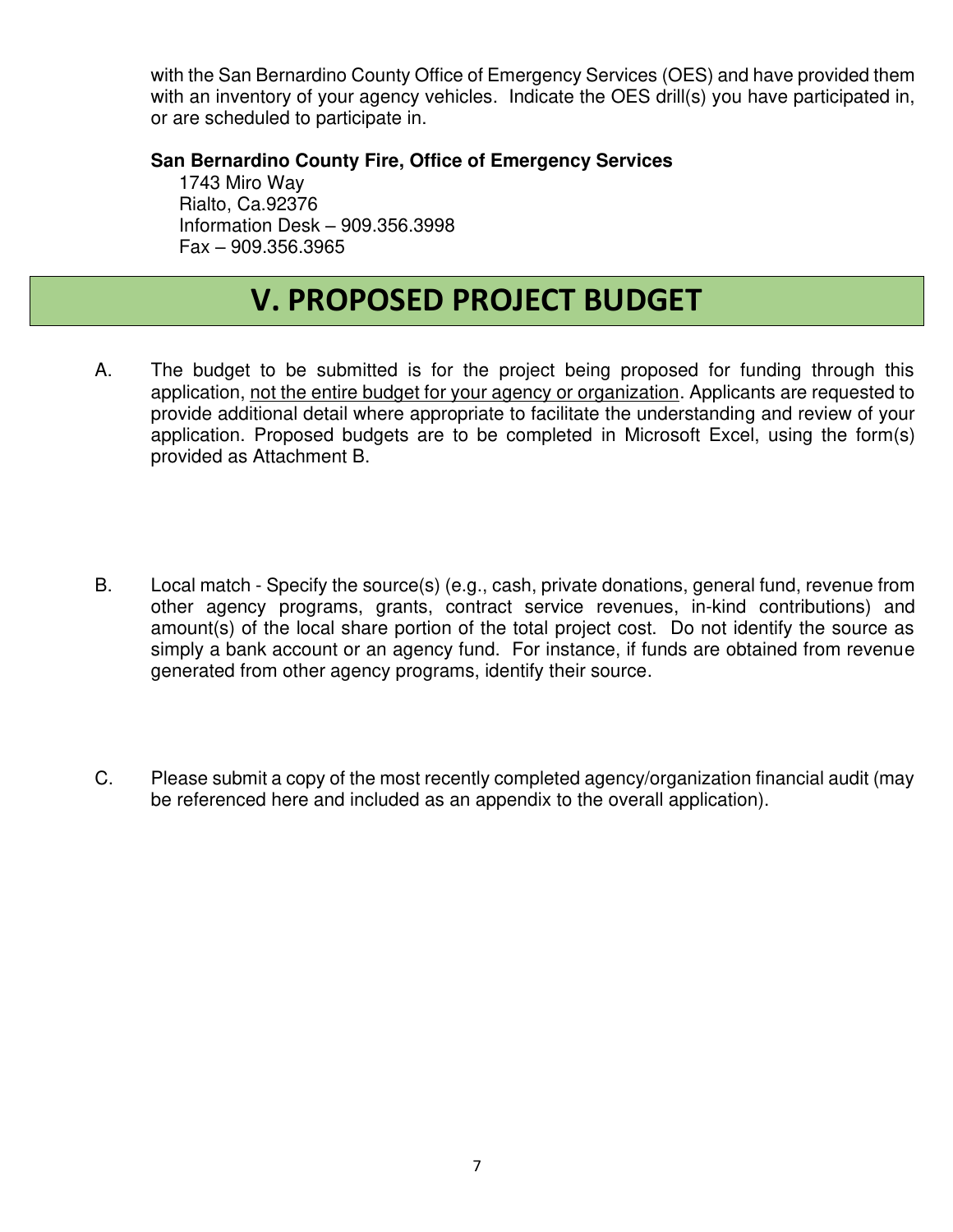with the San Bernardino County Office of Emergency Services (OES) and have provided them with an inventory of your agency vehicles. Indicate the OES drill(s) you have participated in, or are scheduled to participate in.

**San Bernardino County Fire, Office of Emergency Services**
1743 Miro Way
Rialto, Ca.92376
Information Desk – 909.356.3998
Fax – 909.356.3965

# V. PROPOSED PROJECT BUDGET

A. The budget to be submitted is for the project being proposed for funding through this application, <u>not the entire budget for your agency or organization</u>. Applicants are requested to provide additional detail where appropriate to facilitate the understanding and review of your application. Proposed budgets are to be completed in Microsoft Excel, using the form(s) provided as Attachment B.

B. Local match - Specify the source(s) (e.g., cash, private donations, general fund, revenue from other agency programs, grants, contract service revenues, in-kind contributions) and amount(s) of the local share portion of the total project cost. Do not identify the source as simply a bank account or an agency fund. For instance, if funds are obtained from revenue generated from other agency programs, identify their source.

C. Please submit a copy of the most recently completed agency/organization financial audit (may be referenced here and included as an appendix to the overall application).